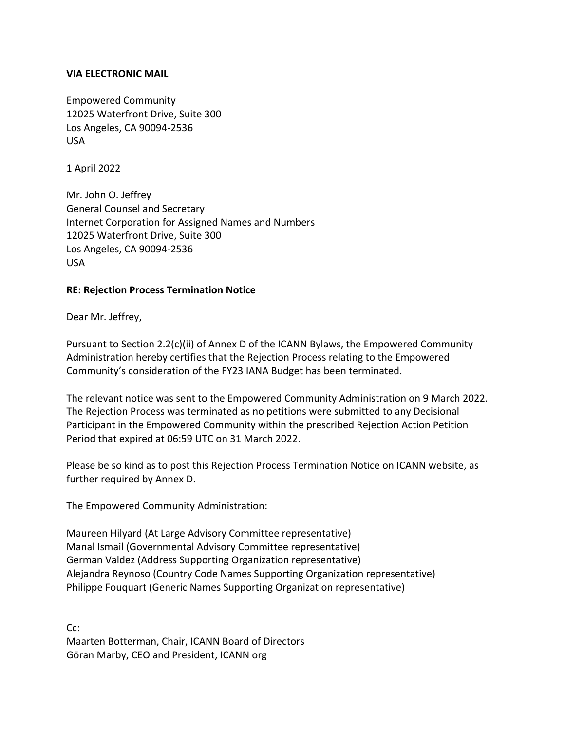**VIA ELECTRONIC MAIL**

Empowered Community
12025 Waterfront Drive, Suite 300
Los Angeles, CA 90094-2536
USA

1 April 2022

Mr. John O. Jeffrey
General Counsel and Secretary
Internet Corporation for Assigned Names and Numbers
12025 Waterfront Drive, Suite 300
Los Angeles, CA 90094-2536
USA

**RE: Rejection Process Termination Notice**

Dear Mr. Jeffrey,

Pursuant to Section 2.2(c)(ii) of Annex D of the ICANN Bylaws, the Empowered Community Administration hereby certifies that the Rejection Process relating to the Empowered Community's consideration of the FY23 IANA Budget has been terminated.

The relevant notice was sent to the Empowered Community Administration on 9 March 2022. The Rejection Process was terminated as no petitions were submitted to any Decisional Participant in the Empowered Community within the prescribed Rejection Action Petition Period that expired at 06:59 UTC on 31 March 2022.

Please be so kind as to post this Rejection Process Termination Notice on ICANN website, as further required by Annex D.

The Empowered Community Administration:

Maureen Hilyard (At Large Advisory Committee representative)
Manal Ismail (Governmental Advisory Committee representative)
German Valdez (Address Supporting Organization representative)
Alejandra Reynoso (Country Code Names Supporting Organization representative)
Philippe Fouquart (Generic Names Supporting Organization representative)

Cc:
Maarten Botterman, Chair, ICANN Board of Directors
Göran Marby, CEO and President, ICANN org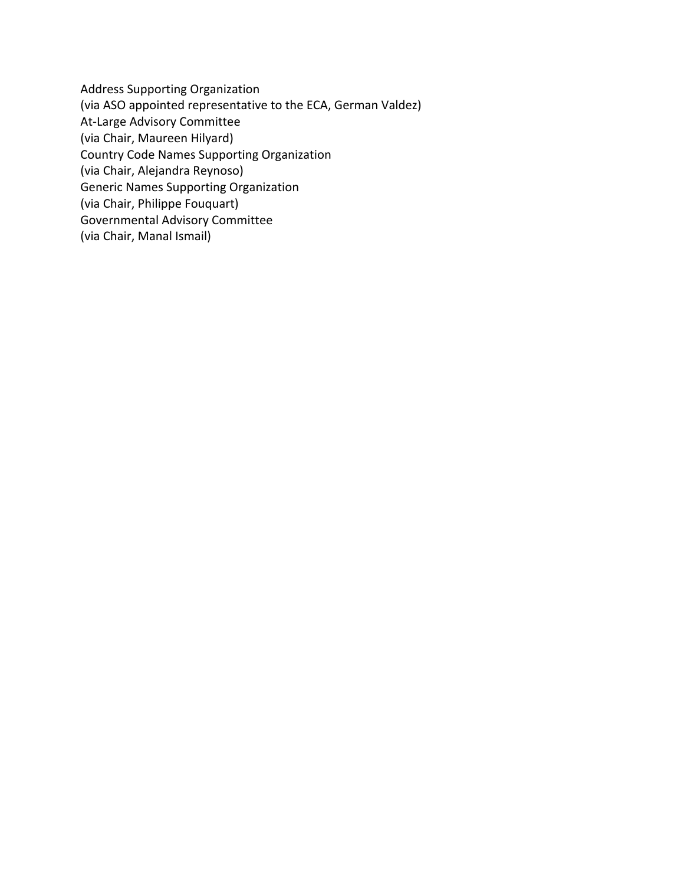Address Supporting Organization
(via ASO appointed representative to the ECA, German Valdez)
At-Large Advisory Committee
(via Chair, Maureen Hilyard)
Country Code Names Supporting Organization
(via Chair, Alejandra Reynoso)
Generic Names Supporting Organization
(via Chair, Philippe Fouquart)
Governmental Advisory Committee
(via Chair, Manal Ismail)